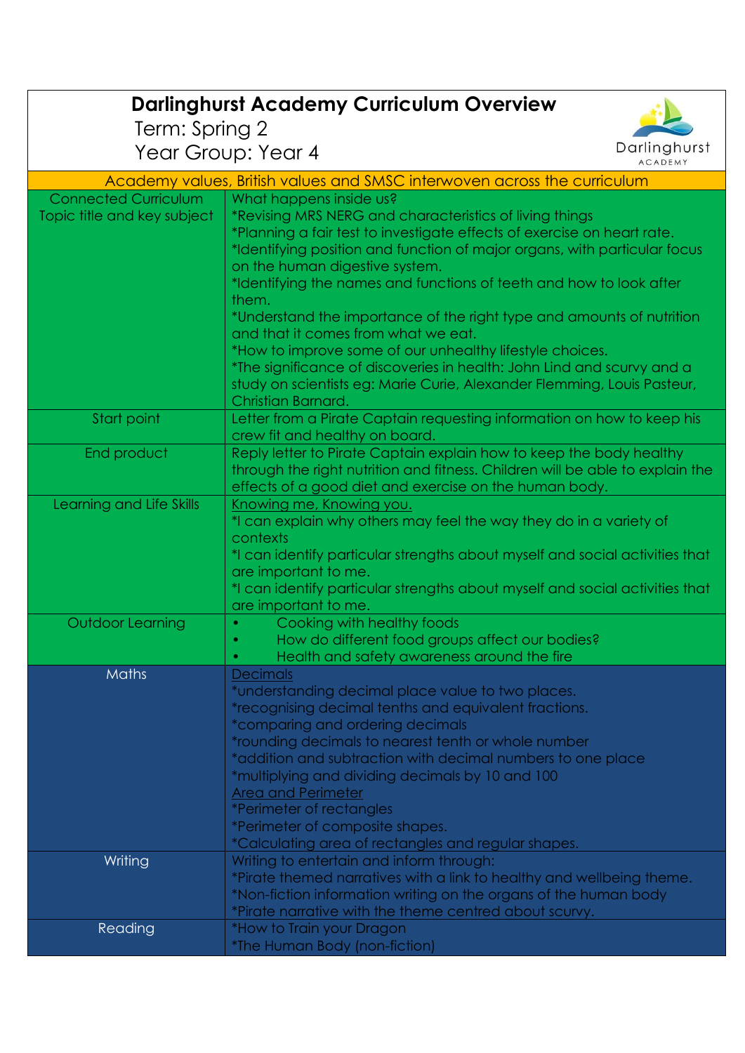# Darlinghurst Academy Curriculum Overview

Term: Spring 2

Year Group: Year 4

| Academy values, British values and SMSC interwoven across the curriculum | |
|---|---|
| Connected Curriculum<br>Topic title and key subject | What happens inside us?<br>*Revising MRS NERG and characteristics of living things<br>*Planning a fair test to investigate effects of exercise on heart rate.<br>*Identifying position and function of major organs, with particular focus on the human digestive system.<br>*Identifying the names and functions of teeth and how to look after them.<br>*Understand the importance of the right type and amounts of nutrition and that it comes from what we eat.<br>*How to improve some of our unhealthy lifestyle choices.<br>*The significance of discoveries in health: John Lind and scurvy and a study on scientists eg: Marie Curie, Alexander Flemming, Louis Pasteur, Christian Barnard. |
| Start point | Letter from a Pirate Captain requesting information on how to keep his crew fit and healthy on board. |
| End product | Reply letter to Pirate Captain explain how to keep the body healthy through the right nutrition and fitness. Children will be able to explain the effects of a good diet and exercise on the human body. |
| Learning and Life Skills | <u>Knowing me, Knowing you.</u><br>*I can explain why others may feel the way they do in a variety of contexts<br>*I can identify particular strengths about myself and social activities that are important to me.<br>*I can identify particular strengths about myself and social activities that are important to me. |
| Outdoor Learning | • Cooking with healthy foods<br>• How do different food groups affect our bodies?<br>• Health and safety awareness around the fire |
| Maths | <u>Decimals</u><br>*understanding decimal place value to two places.<br>*recognising decimal tenths and equivalent fractions.<br>*comparing and ordering decimals<br>*rounding decimals to nearest tenth or whole number<br>*addition and subtraction with decimal numbers to one place<br>*multiplying and dividing decimals by 10 and 100<br><u>Area and Perimeter</u><br>*Perimeter of rectangles<br>*Perimeter of composite shapes.<br>*Calculating area of rectangles and regular shapes. |
| Writing | Writing to entertain and inform through:<br>*Pirate themed narratives with a link to healthy and wellbeing theme.<br>*Non-fiction information writing on the organs of the human body<br>*Pirate narrative with the theme centred about scurvy. |
| Reading | *How to Train your Dragon<br>*The Human Body (non-fiction) |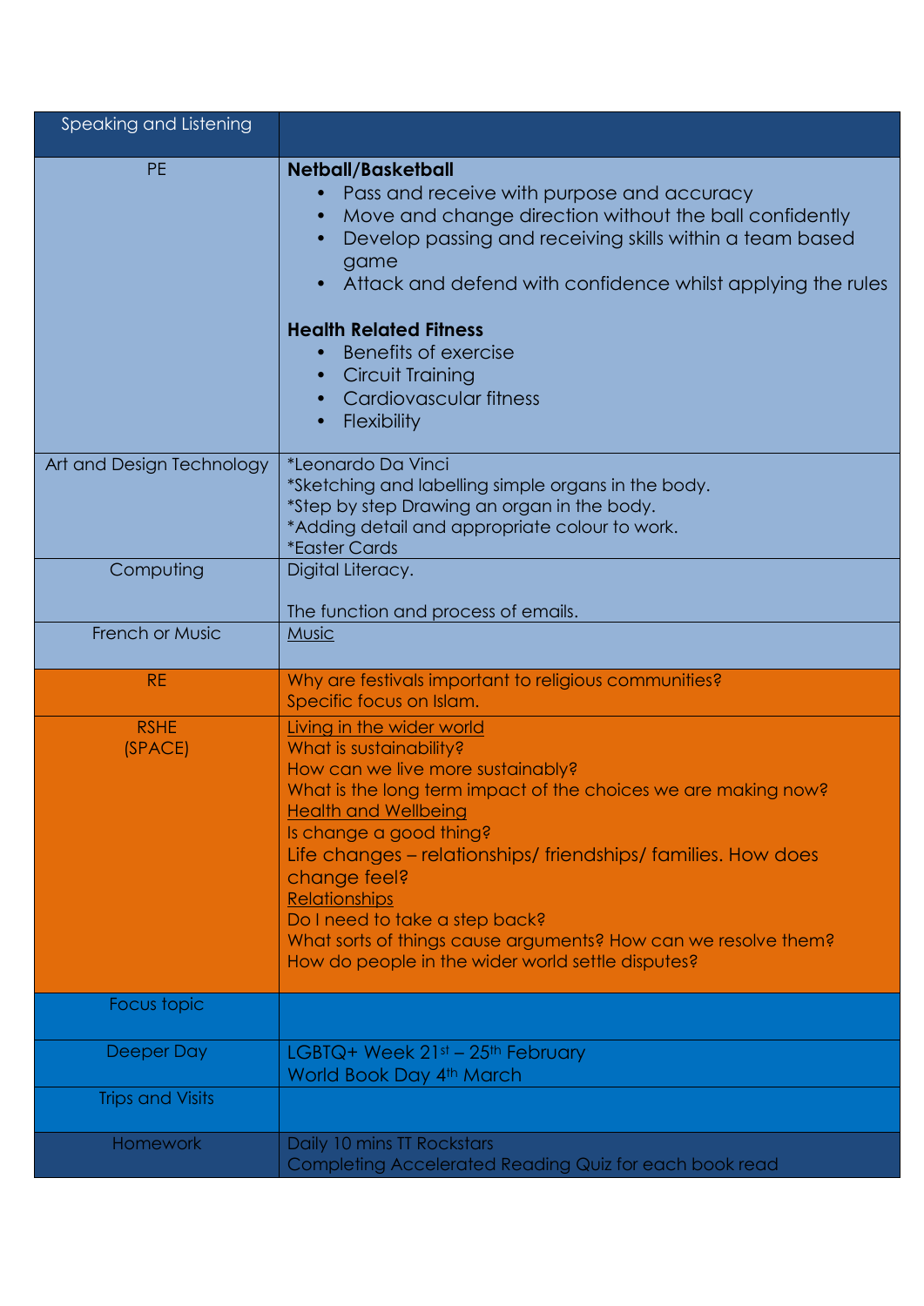| Speaking and Listening | |
|---|---|
| PE | **Netball/Basketball**<br>• Pass and receive with purpose and accuracy<br>• Move and change direction without the ball confidently<br>• Develop passing and receiving skills within a team based game<br>• Attack and defend with confidence whilst applying the rules<br><br>**Health Related Fitness**<br>• Benefits of exercise<br>• Circuit Training<br>• Cardiovascular fitness<br>• Flexibility |
| Art and Design Technology | *Leonardo Da Vinci<br>*Sketching and labelling simple organs in the body.<br>*Step by step Drawing an organ in the body.<br>*Adding detail and appropriate colour to work.<br>*Easter Cards |
| Computing | Digital Literacy.<br><br>The function and process of emails. |
| French or Music | Music |
| RE | Why are festivals important to religious communities?<br>Specific focus on Islam. |
| RSHE<br>(SPACE) | Living in the wider world<br>What is sustainability?<br>How can we live more sustainably?<br>What is the long term impact of the choices we are making now?<br>Health and Wellbeing<br>Is change a good thing?<br>Life changes – relationships/ friendships/ families. How does change feel?<br>Relationships<br>Do I need to take a step back?<br>What sorts of things cause arguments? How can we resolve them?<br>How do people in the wider world settle disputes? |
| Focus topic | |
| Deeper Day | LGBTQ+ Week 21st – 25th February<br>World Book Day 4th March |
| Trips and Visits | |
| Homework | Daily 10 mins TT Rockstars<br>Completing Accelerated Reading Quiz for each book read |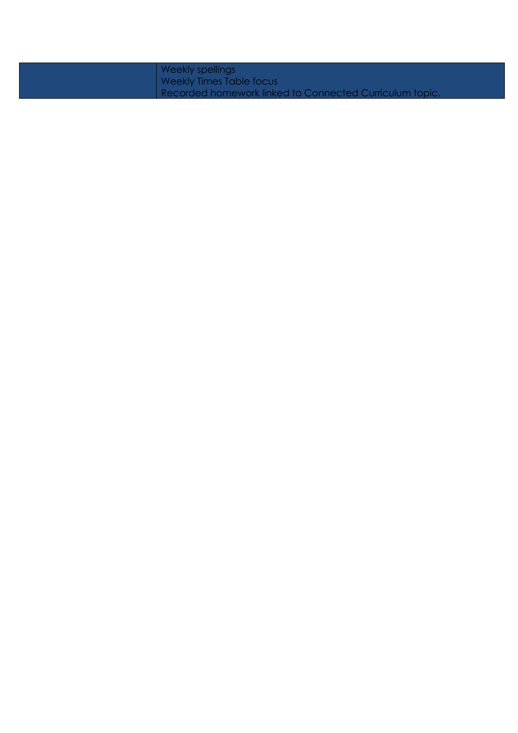| | |
|---|---|
| | Weekly spellings<br>Weekly Times Table focus<br>Recorded homework linked to Connected Curriculum topic. |